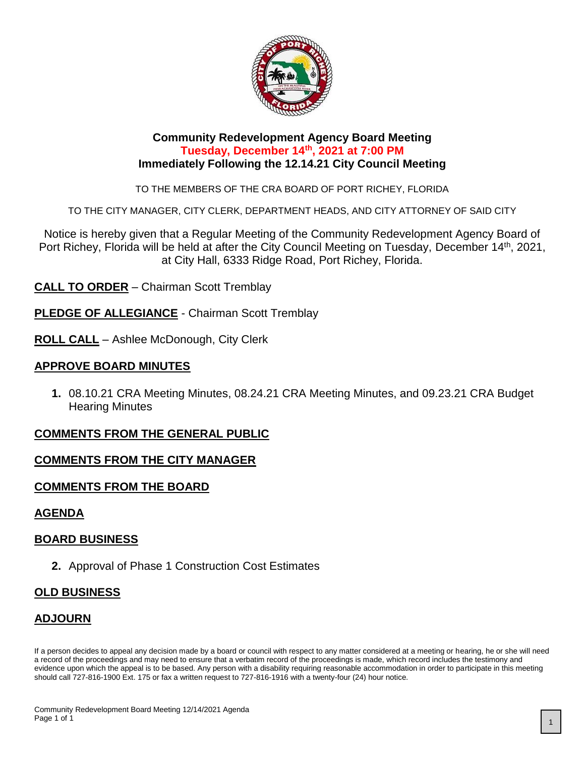# Community Redevelopment Agency Board Meeting

**Tuesday, December 14th, 2021 at 7:00 PM**

**Immediately Following the 12.14.21 City Council Meeting**

TO THE MEMBERS OF THE CRA BOARD OF PORT RICHEY, FLORIDA

TO THE CITY MANAGER, CITY CLERK, DEPARTMENT HEADS, AND CITY ATTORNEY OF SAID CITY

Notice is hereby given that a Regular Meeting of the Community Redevelopment Agency Board of Port Richey, Florida will be held at after the City Council Meeting on Tuesday, December 14th, 2021, at City Hall, 6333 Ridge Road, Port Richey, Florida.

**CALL TO ORDER** – Chairman Scott Tremblay

**PLEDGE OF ALLEGIANCE** - Chairman Scott Tremblay

**ROLL CALL** – Ashlee McDonough, City Clerk

## APPROVE BOARD MINUTES

1. 08.10.21 CRA Meeting Minutes, 08.24.21 CRA Meeting Minutes, and 09.23.21 CRA Budget Hearing Minutes

## COMMENTS FROM THE GENERAL PUBLIC

## COMMENTS FROM THE CITY MANAGER

## COMMENTS FROM THE BOARD

## AGENDA

## BOARD BUSINESS

2. Approval of Phase 1 Construction Cost Estimates

## OLD BUSINESS

## ADJOURN

If a person decides to appeal any decision made by a board or council with respect to any matter considered at a meeting or hearing, he or she will need a record of the proceedings and may need to ensure that a verbatim record of the proceedings is made, which record includes the testimony and evidence upon which the appeal is to be based. Any person with a disability requiring reasonable accommodation in order to participate in this meeting should call 727-816-1900 Ext. 175 or fax a written request to 727-816-1916 with a twenty-four (24) hour notice.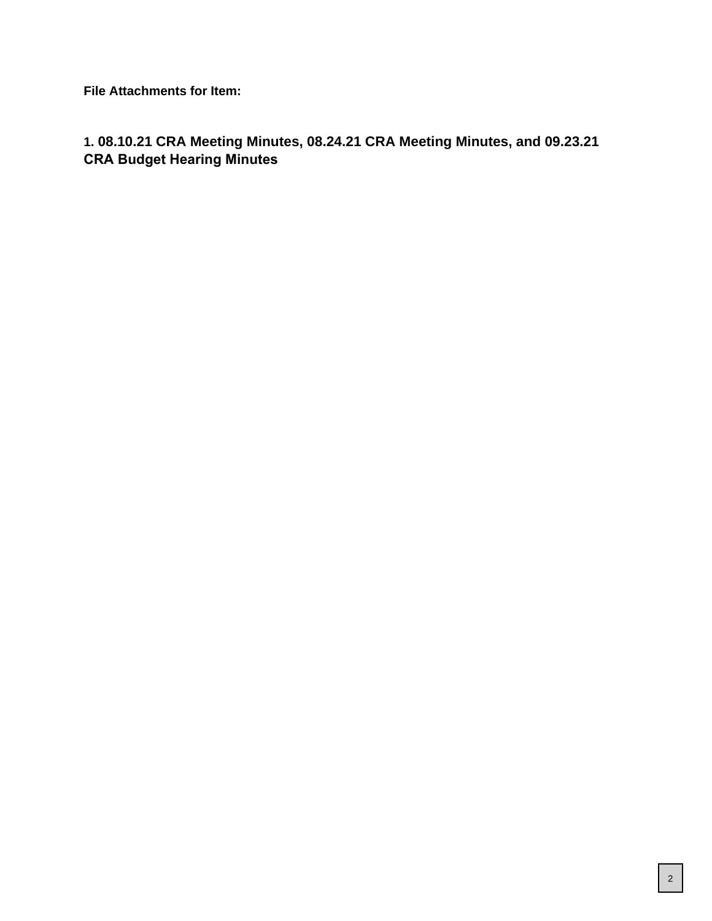**File Attachments for Item:**

**1. 08.10.21 CRA Meeting Minutes, 08.24.21 CRA Meeting Minutes, and 09.23.21 CRA Budget Hearing Minutes**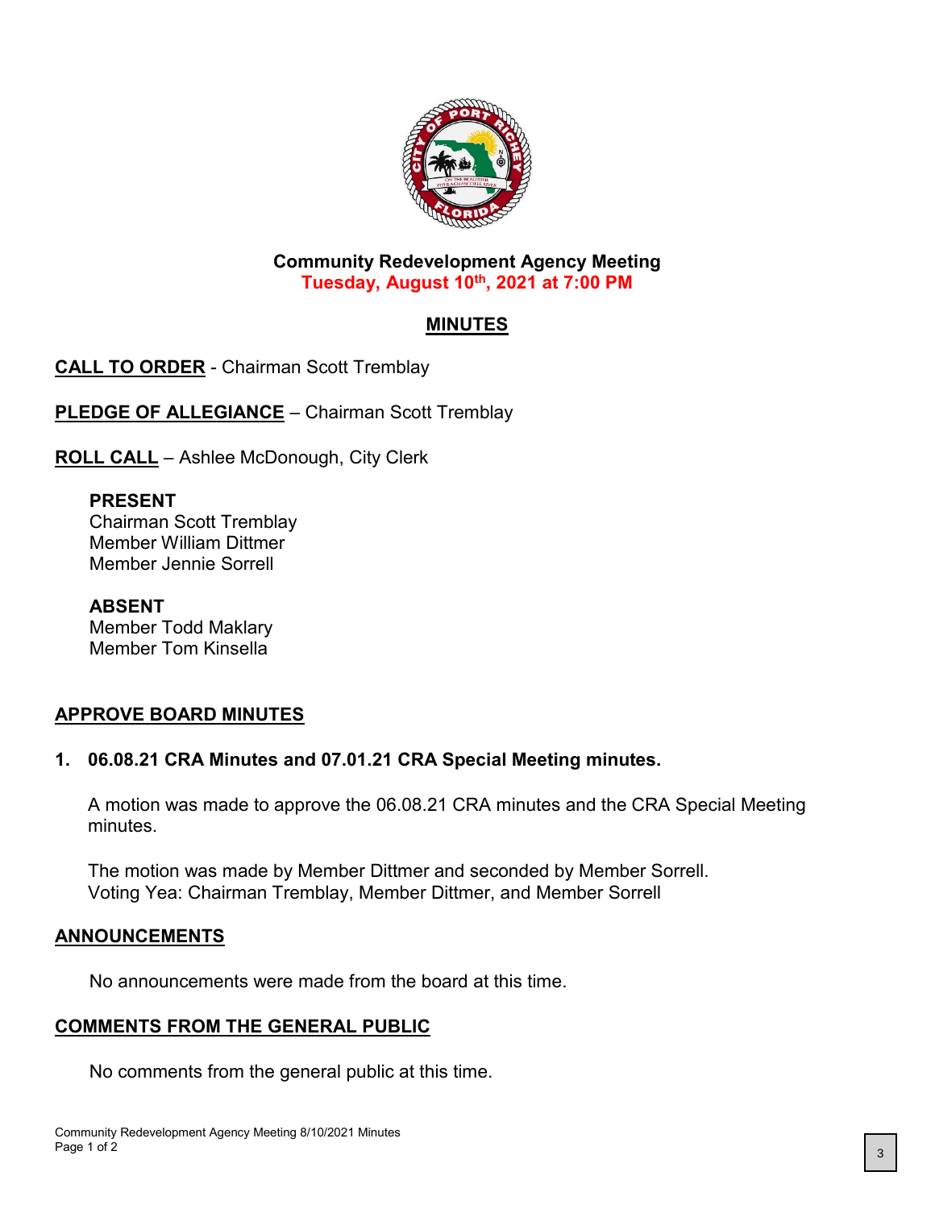**Community Redevelopment Agency Meeting**
**Tuesday, August 10th, 2021 at 7:00 PM**

## MINUTES

**CALL TO ORDER** - Chairman Scott Tremblay

**PLEDGE OF ALLEGIANCE** – Chairman Scott Tremblay

**ROLL CALL** – Ashlee McDonough, City Clerk

**PRESENT**
Chairman Scott Tremblay
Member William Dittmer
Member Jennie Sorrell

**ABSENT**
Member Todd Maklary
Member Tom Kinsella

**APPROVE BOARD MINUTES**

**1. 06.08.21 CRA Minutes and 07.01.21 CRA Special Meeting minutes.**

A motion was made to approve the 06.08.21 CRA minutes and the CRA Special Meeting minutes.

The motion was made by Member Dittmer and seconded by Member Sorrell.
Voting Yea: Chairman Tremblay, Member Dittmer, and Member Sorrell

**ANNOUNCEMENTS**

No announcements were made from the board at this time.

**COMMENTS FROM THE GENERAL PUBLIC**

No comments from the general public at this time.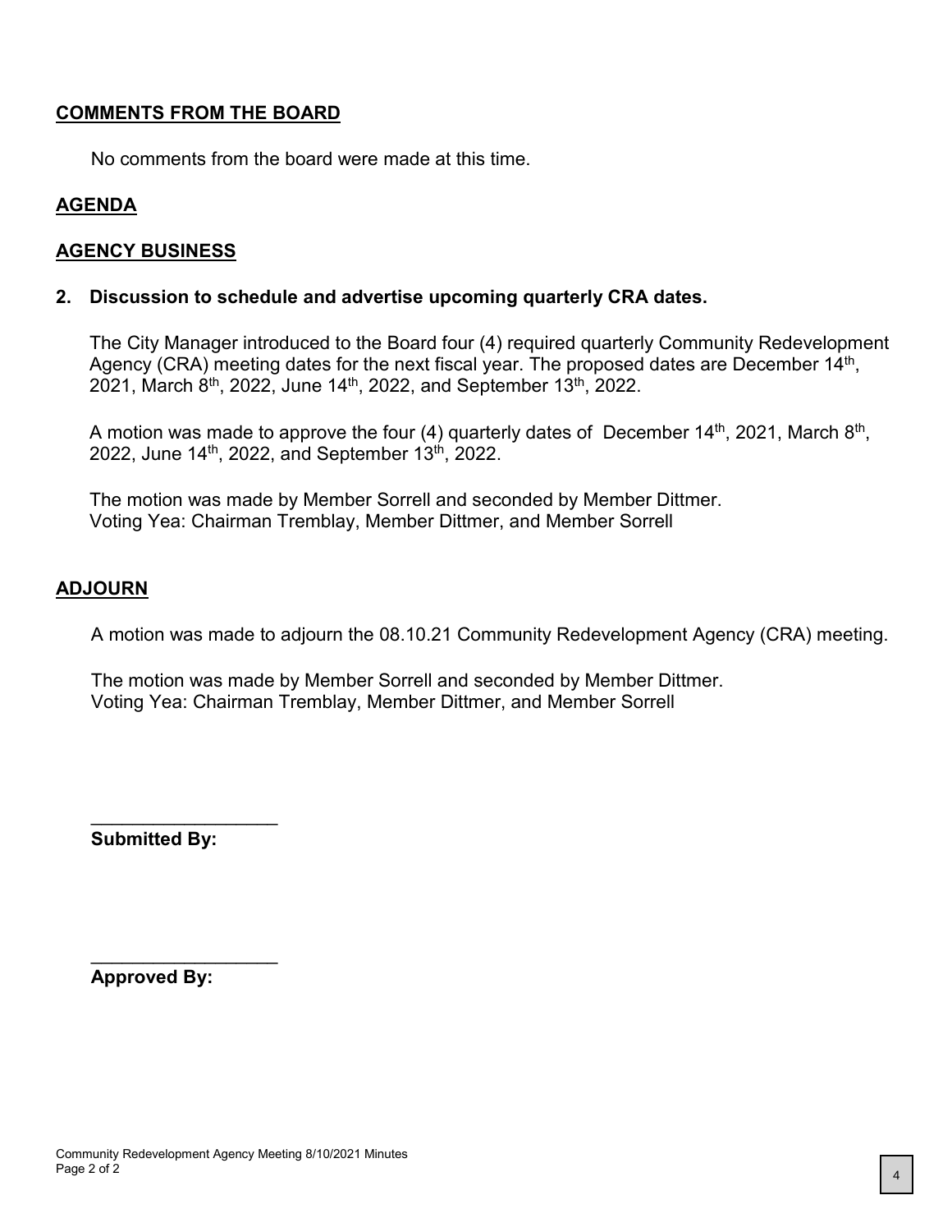## COMMENTS FROM THE BOARD

No comments from the board were made at this time.

## AGENDA

## AGENCY BUSINESS

### 2. Discussion to schedule and advertise upcoming quarterly CRA dates.

The City Manager introduced to the Board four (4) required quarterly Community Redevelopment Agency (CRA) meeting dates for the next fiscal year. The proposed dates are December 14th, 2021, March 8th, 2022, June 14th, 2022, and September 13th, 2022.

A motion was made to approve the four (4) quarterly dates of December 14th, 2021, March 8th, 2022, June 14th, 2022, and September 13th, 2022.

The motion was made by Member Sorrell and seconded by Member Dittmer.
Voting Yea: Chairman Tremblay, Member Dittmer, and Member Sorrell

## ADJOURN

A motion was made to adjourn the 08.10.21 Community Redevelopment Agency (CRA) meeting.

The motion was made by Member Sorrell and seconded by Member Dittmer.
Voting Yea: Chairman Tremblay, Member Dittmer, and Member Sorrell

\_\_\_\_\_\_\_\_\_\_\_\_\_\_\_\_\_\_
**Submitted By:**

\_\_\_\_\_\_\_\_\_\_\_\_\_\_\_\_\_\_
**Approved By:**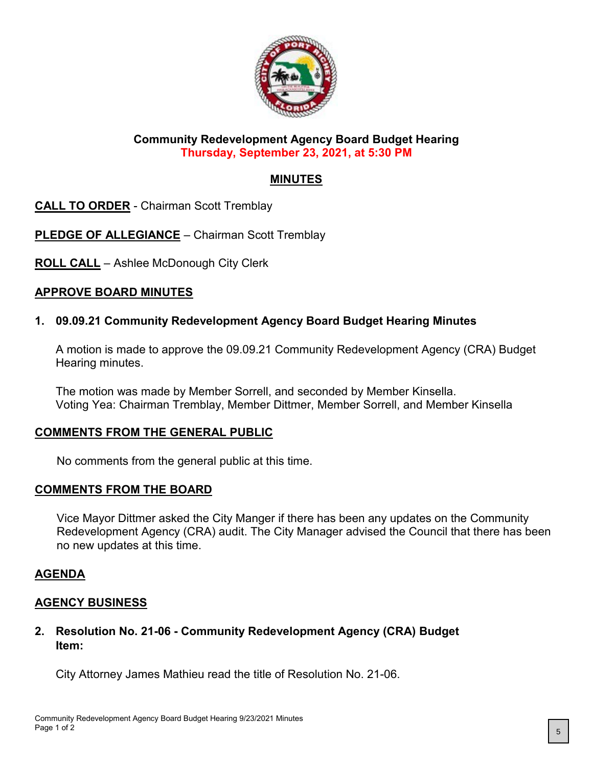**Community Redevelopment Agency Board Budget Hearing**
**Thursday, September 23, 2021, at 5:30 PM**

## MINUTES

**CALL TO ORDER** - Chairman Scott Tremblay

**PLEDGE OF ALLEGIANCE** – Chairman Scott Tremblay

**ROLL CALL** – Ashlee McDonough City Clerk

**APPROVE BOARD MINUTES**

**1. 09.09.21 Community Redevelopment Agency Board Budget Hearing Minutes**

A motion is made to approve the 09.09.21 Community Redevelopment Agency (CRA) Budget Hearing minutes.

The motion was made by Member Sorrell, and seconded by Member Kinsella.
Voting Yea: Chairman Tremblay, Member Dittmer, Member Sorrell, and Member Kinsella

**COMMENTS FROM THE GENERAL PUBLIC**

No comments from the general public at this time.

**COMMENTS FROM THE BOARD**

Vice Mayor Dittmer asked the City Manger if there has been any updates on the Community Redevelopment Agency (CRA) audit. The City Manager advised the Council that there has been no new updates at this time.

**AGENDA**

**AGENCY BUSINESS**

**2. Resolution No. 21-06 - Community Redevelopment Agency (CRA) Budget Item:**

City Attorney James Mathieu read the title of Resolution No. 21-06.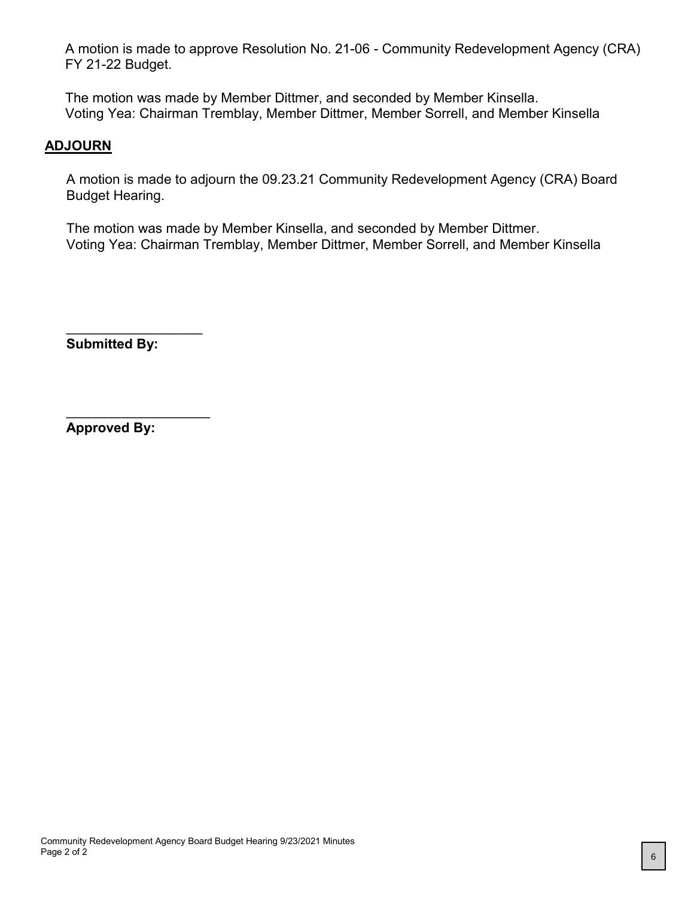A motion is made to approve Resolution No. 21-06 - Community Redevelopment Agency (CRA) FY 21-22 Budget.

The motion was made by Member Dittmer, and seconded by Member Kinsella.
Voting Yea: Chairman Tremblay, Member Dittmer, Member Sorrell, and Member Kinsella

## ADJOURN

A motion is made to adjourn the 09.23.21 Community Redevelopment Agency (CRA) Board Budget Hearing.

The motion was made by Member Kinsella, and seconded by Member Dittmer.
Voting Yea: Chairman Tremblay, Member Dittmer, Member Sorrell, and Member Kinsella

\_\_\_\_\_\_\_\_\_\_\_\_\_\_\_\_\_\_
**Submitted By:**

\_\_\_\_\_\_\_\_\_\_\_\_\_\_\_\_\_\_\_
**Approved By:**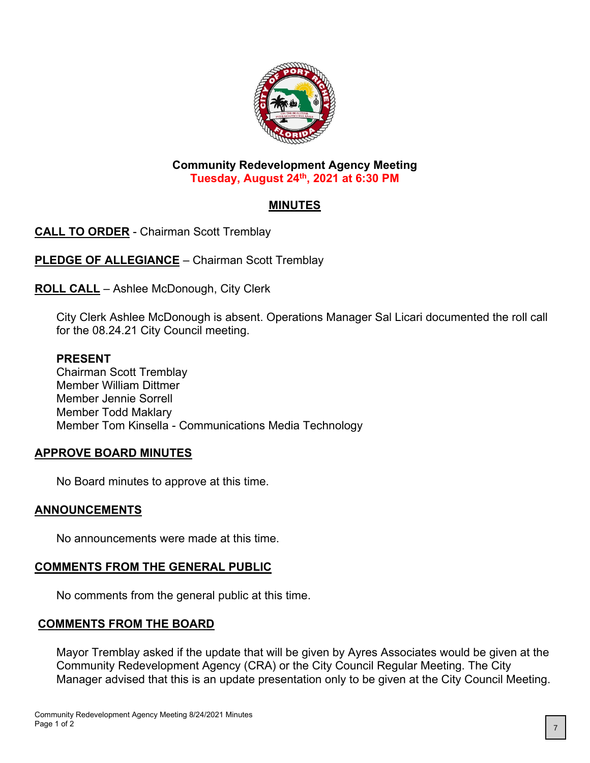## Community Redevelopment Agency Meeting
**Tuesday, August 24th, 2021 at 6:30 PM**

## MINUTES

**CALL TO ORDER** - Chairman Scott Tremblay

**PLEDGE OF ALLEGIANCE** – Chairman Scott Tremblay

**ROLL CALL** – Ashlee McDonough, City Clerk

City Clerk Ashlee McDonough is absent. Operations Manager Sal Licari documented the roll call for the 08.24.21 City Council meeting.

**PRESENT**
Chairman Scott Tremblay
Member William Dittmer
Member Jennie Sorrell
Member Todd Maklary
Member Tom Kinsella - Communications Media Technology

**APPROVE BOARD MINUTES**

No Board minutes to approve at this time.

**ANNOUNCEMENTS**

No announcements were made at this time.

**COMMENTS FROM THE GENERAL PUBLIC**

No comments from the general public at this time.

**COMMENTS FROM THE BOARD**

Mayor Tremblay asked if the update that will be given by Ayres Associates would be given at the Community Redevelopment Agency (CRA) or the City Council Regular Meeting. The City Manager advised that this is an update presentation only to be given at the City Council Meeting.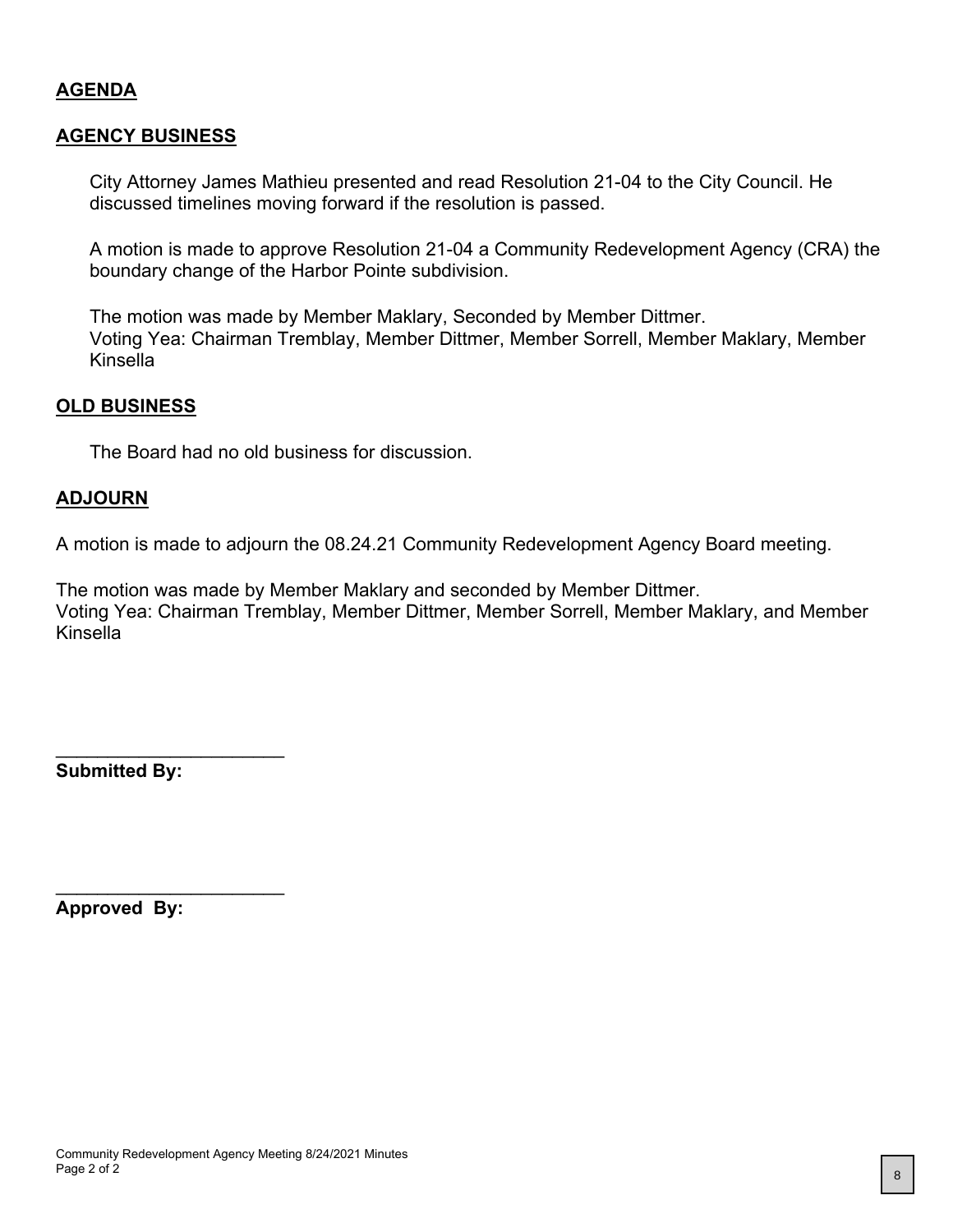## AGENDA

## AGENCY BUSINESS

City Attorney James Mathieu presented and read Resolution 21-04 to the City Council. He discussed timelines moving forward if the resolution is passed.

A motion is made to approve Resolution 21-04 a Community Redevelopment Agency (CRA) the boundary change of the Harbor Pointe subdivision.

The motion was made by Member Maklary, Seconded by Member Dittmer.
Voting Yea: Chairman Tremblay, Member Dittmer, Member Sorrell, Member Maklary, Member Kinsella

## OLD BUSINESS

The Board had no old business for discussion.

## ADJOURN

A motion is made to adjourn the 08.24.21 Community Redevelopment Agency Board meeting.

The motion was made by Member Maklary and seconded by Member Dittmer.
Voting Yea: Chairman Tremblay, Member Dittmer, Member Sorrell, Member Maklary, and Member Kinsella

______________________
**Submitted By:**

______________________
**Approved By:**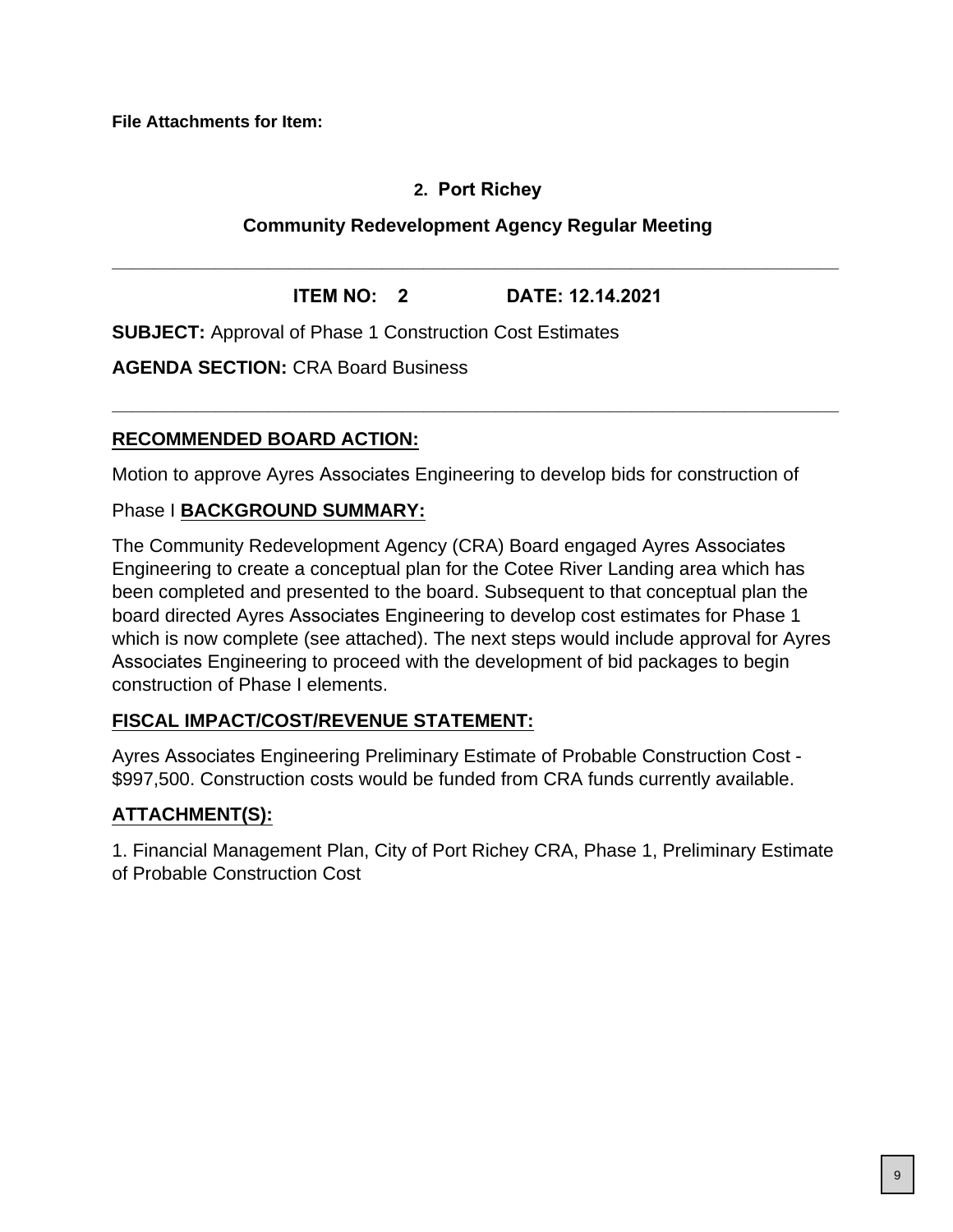**File Attachments for Item:**

**2. Port Richey**

**Community Redevelopment Agency Regular Meeting**

---

**ITEM NO: 2 DATE: 12.14.2021**

**SUBJECT:** Approval of Phase 1 Construction Cost Estimates

**AGENDA SECTION:** CRA Board Business

---

**RECOMMENDED BOARD ACTION:**

Motion to approve Ayres Associates Engineering to develop bids for construction of

Phase I **BACKGROUND SUMMARY:**

The Community Redevelopment Agency (CRA) Board engaged Ayres Associates Engineering to create a conceptual plan for the Cotee River Landing area which has been completed and presented to the board. Subsequent to that conceptual plan the board directed Ayres Associates Engineering to develop cost estimates for Phase 1 which is now complete (see attached). The next steps would include approval for Ayres Associates Engineering to proceed with the development of bid packages to begin construction of Phase I elements.

**FISCAL IMPACT/COST/REVENUE STATEMENT:**

Ayres Associates Engineering Preliminary Estimate of Probable Construction Cost - $997,500. Construction costs would be funded from CRA funds currently available.

**ATTACHMENT(S):**

1. Financial Management Plan, City of Port Richey CRA, Phase 1, Preliminary Estimate of Probable Construction Cost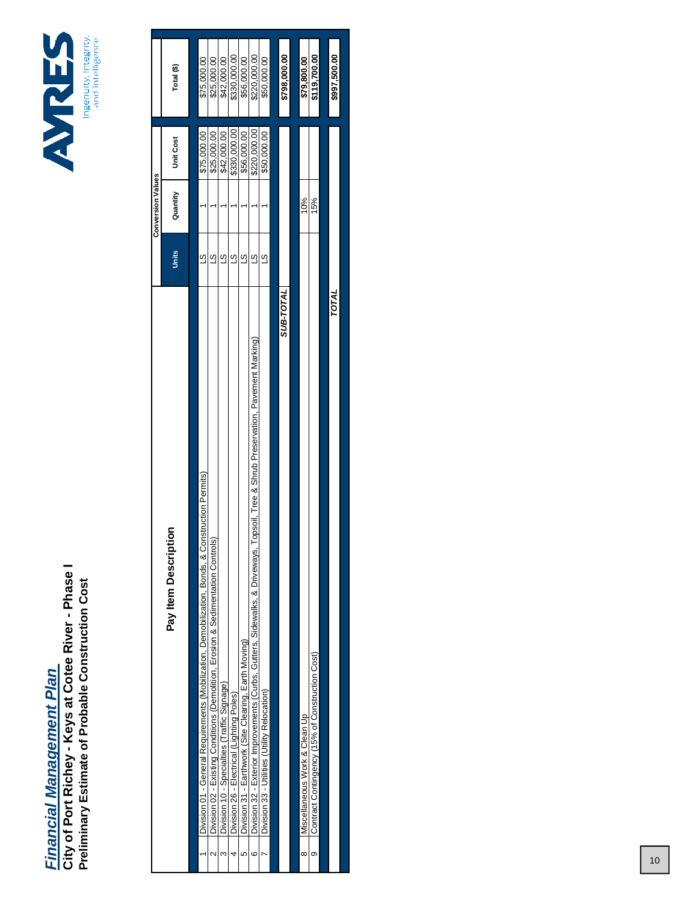# Financial Management Plan

## City of Port Richey - Keys at Cotee River - Phase I

### Preliminary Estimate of Probable Construction Cost

AYRES

Ingenuity. Integrity. and Intelligence

| | Pay Item Description | Units | Conversion Values | | Total ($) |
|---|---|---|---|---|---|
| | | | Quantity | Unit Cost | |
| 1 | Division 01 - General Requirements (Mobilization, Demobilization, Bonds, & Construction Permits) | LS | 1 | $75,000.00 | $75,000.00 |
| 2 | Division 02 - Existing Conditions (Demolition, Erosion & Sedimentation Controls) | LS | 1 | $25,000.00 | $25,000.00 |
| 3 | Division 10 - Specialties (Traffic Signage) | LS | 1 | $42,000.00 | $42,000.00 |
| 4 | Division 26 - Electrical (Lighting Poles) | LS | 1 | $330,000.00 | $330,000.00 |
| 5 | Division 31 - Earthwork (Site Clearing, Earth Moving) | LS | 1 | $56,000.00 | $56,000.00 |
| 6 | Division 32 - Exterior Improvements (Curbs, Gutters, Sidewalks, & Driveways, Topsoil, Tree & Shrub Preservation, Pavement Marking) | LS | 1 | $220,000.00 | $220,000.00 |
| 7 | Division 33 - Utilities (Utility Relocation) | LS | 1 | $50,000.00 | $50,000.00 |
| | ***SUB-TOTAL*** | | | | **$798,000.00** |
| 8 | Miscellaneous Work & Clean Up | | 10% | | **$79,800.00** |
| 9 | Contract Contingency (15% of Construction Cost) | | 15% | | **$119,700.00** |
| | ***TOTAL*** | | | | **$997,500.00** |